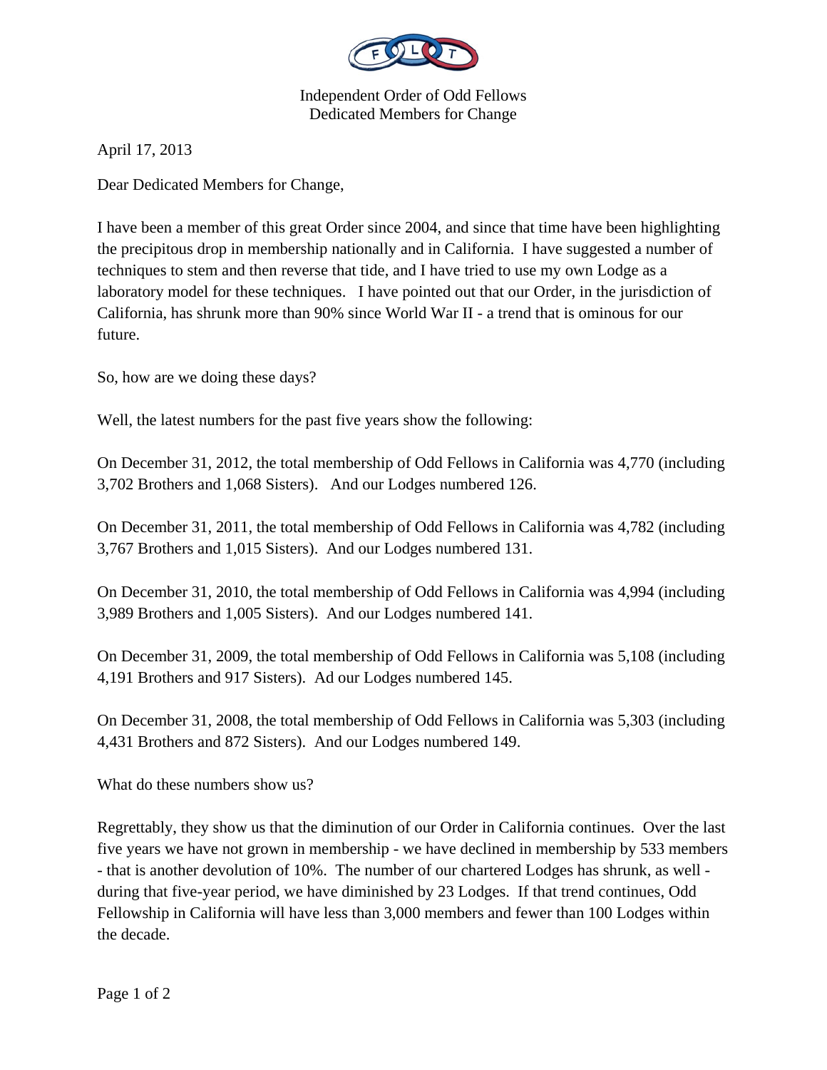Independent Order of Odd Fellows
Dedicated Members for Change

April 17, 2013

Dear Dedicated Members for Change,

I have been a member of this great Order since 2004, and since that time have been highlighting the precipitous drop in membership nationally and in California. I have suggested a number of techniques to stem and then reverse that tide, and I have tried to use my own Lodge as a laboratory model for these techniques. I have pointed out that our Order, in the jurisdiction of California, has shrunk more than 90% since World War II - a trend that is ominous for our future.

So, how are we doing these days?

Well, the latest numbers for the past five years show the following:

On December 31, 2012, the total membership of Odd Fellows in California was 4,770 (including 3,702 Brothers and 1,068 Sisters). And our Lodges numbered 126.

On December 31, 2011, the total membership of Odd Fellows in California was 4,782 (including 3,767 Brothers and 1,015 Sisters). And our Lodges numbered 131.

On December 31, 2010, the total membership of Odd Fellows in California was 4,994 (including 3,989 Brothers and 1,005 Sisters). And our Lodges numbered 141.

On December 31, 2009, the total membership of Odd Fellows in California was 5,108 (including 4,191 Brothers and 917 Sisters). Ad our Lodges numbered 145.

On December 31, 2008, the total membership of Odd Fellows in California was 5,303 (including 4,431 Brothers and 872 Sisters). And our Lodges numbered 149.

What do these numbers show us?

Regrettably, they show us that the diminution of our Order in California continues. Over the last five years we have not grown in membership - we have declined in membership by 533 members - that is another devolution of 10%. The number of our chartered Lodges has shrunk, as well - during that five-year period, we have diminished by 23 Lodges. If that trend continues, Odd Fellowship in California will have less than 3,000 members and fewer than 100 Lodges within the decade.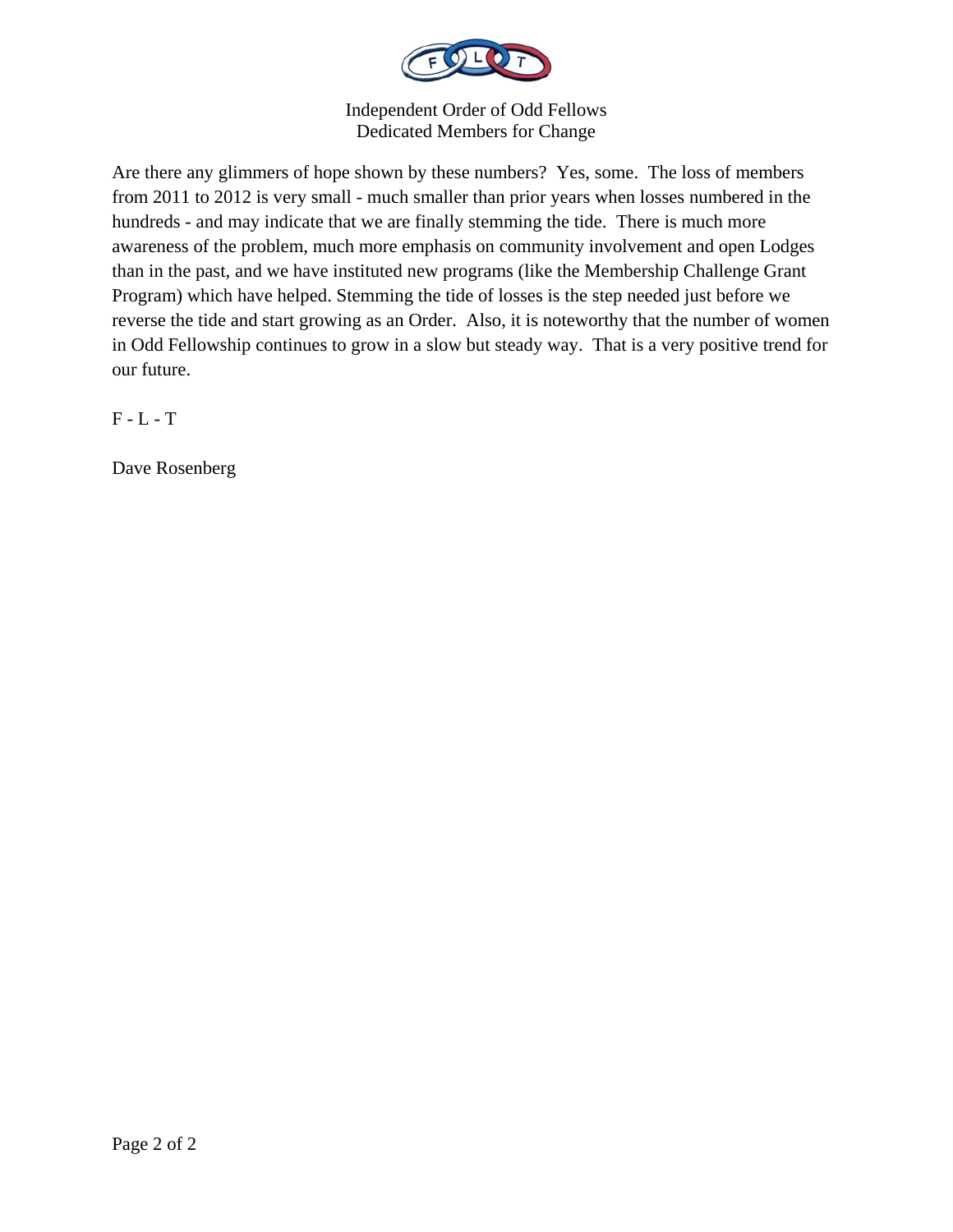Independent Order of Odd Fellows
Dedicated Members for Change

Are there any glimmers of hope shown by these numbers? Yes, some. The loss of members from 2011 to 2012 is very small - much smaller than prior years when losses numbered in the hundreds - and may indicate that we are finally stemming the tide. There is much more awareness of the problem, much more emphasis on community involvement and open Lodges than in the past, and we have instituted new programs (like the Membership Challenge Grant Program) which have helped. Stemming the tide of losses is the step needed just before we reverse the tide and start growing as an Order. Also, it is noteworthy that the number of women in Odd Fellowship continues to grow in a slow but steady way. That is a very positive trend for our future.

F - L - T

Dave Rosenberg